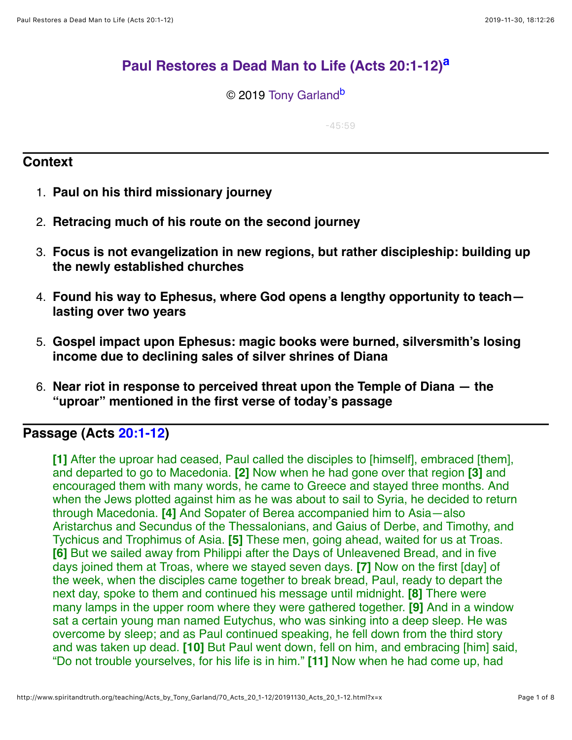# Paul Restores a Dead Man to Life (Acts 20:1-12)[a]

© 2019 Tony Garland[b]

-45:59

## Context

1. **Paul on his third missionary journey**
2. **Retracing much of his route on the second journey**
3. **Focus is not evangelization in new regions, but rather discipleship: building up the newly established churches**
4. **Found his way to Ephesus, where God opens a lengthy opportunity to teach—lasting over two years**
5. **Gospel impact upon Ephesus: magic books were burned, silversmith's losing income due to declining sales of silver shrines of Diana**
6. **Near riot in response to perceived threat upon the Temple of Diana — the "uproar" mentioned in the first verse of today's passage**

## Passage (Acts 20:1-12)

> **[1]** After the uproar had ceased, Paul called the disciples to [himself], embraced [them], and departed to go to Macedonia. **[2]** Now when he had gone over that region **[3]** and encouraged them with many words, he came to Greece and stayed three months. And when the Jews plotted against him as he was about to sail to Syria, he decided to return through Macedonia. **[4]** And Sopater of Berea accompanied him to Asia—also Aristarchus and Secundus of the Thessalonians, and Gaius of Derbe, and Timothy, and Tychicus and Trophimus of Asia. **[5]** These men, going ahead, waited for us at Troas. **[6]** But we sailed away from Philippi after the Days of Unleavened Bread, and in five days joined them at Troas, where we stayed seven days. **[7]** Now on the first [day] of the week, when the disciples came together to break bread, Paul, ready to depart the next day, spoke to them and continued his message until midnight. **[8]** There were many lamps in the upper room where they were gathered together. **[9]** And in a window sat a certain young man named Eutychus, who was sinking into a deep sleep. He was overcome by sleep; and as Paul continued speaking, he fell down from the third story and was taken up dead. **[10]** But Paul went down, fell on him, and embracing [him] said, "Do not trouble yourselves, for his life is in him." **[11]** Now when he had come up, had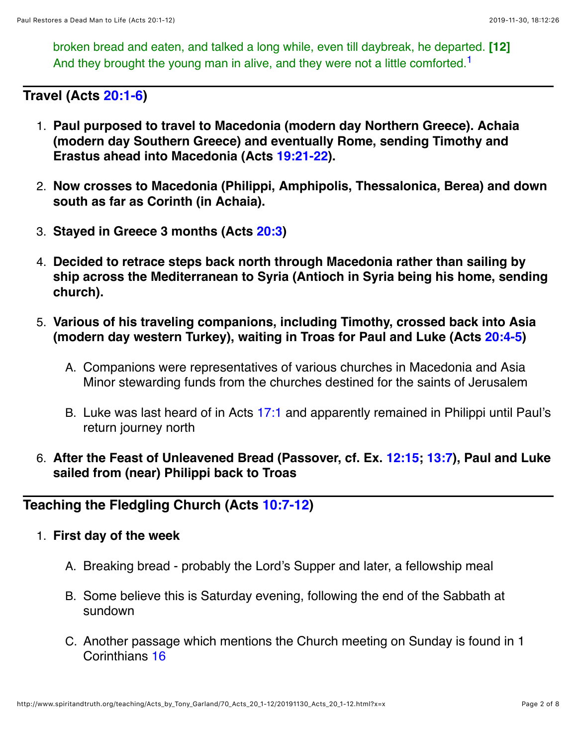broken bread and eaten, and talked a long while, even till daybreak, he departed. **[12]** And they brought the young man in alive, and they were not a little comforted.[1]

## Travel (Acts 20:1-6)

1. **Paul purposed to travel to Macedonia (modern day Northern Greece). Achaia (modern day Southern Greece) and eventually Rome, sending Timothy and Erastus ahead into Macedonia (Acts 19:21-22).**
2. **Now crosses to Macedonia (Philippi, Amphipolis, Thessalonica, Berea) and down south as far as Corinth (in Achaia).**
3. **Stayed in Greece 3 months (Acts 20:3)**
4. **Decided to retrace steps back north through Macedonia rather than sailing by ship across the Mediterranean to Syria (Antioch in Syria being his home, sending church).**
5. **Various of his traveling companions, including Timothy, crossed back into Asia (modern day western Turkey), waiting in Troas for Paul and Luke (Acts 20:4-5)**
   A. Companions were representatives of various churches in Macedonia and Asia Minor stewarding funds from the churches destined for the saints of Jerusalem
   B. Luke was last heard of in Acts 17:1 and apparently remained in Philippi until Paul's return journey north
6. **After the Feast of Unleavened Bread (Passover, cf. Ex. 12:15; 13:7), Paul and Luke sailed from (near) Philippi back to Troas**

## Teaching the Fledgling Church (Acts 10:7-12)

1. **First day of the week**
   A. Breaking bread - probably the Lord's Supper and later, a fellowship meal
   B. Some believe this is Saturday evening, following the end of the Sabbath at sundown
   C. Another passage which mentions the Church meeting on Sunday is found in 1 Corinthians 16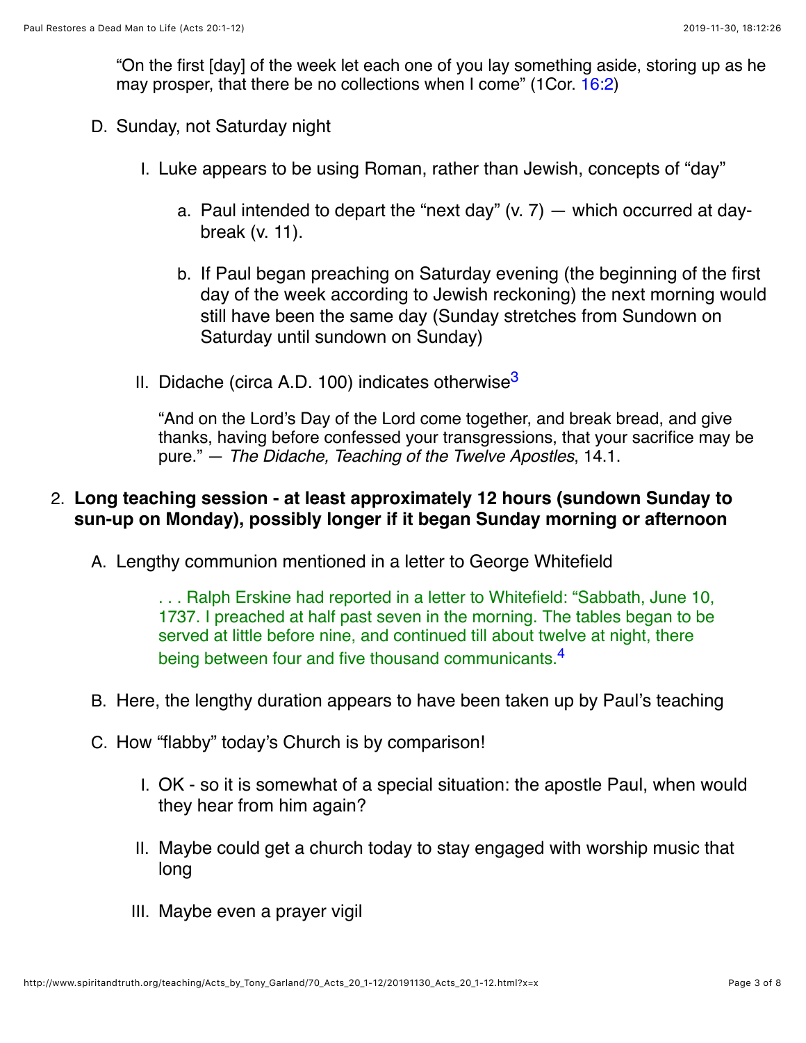"On the first [day] of the week let each one of you lay something aside, storing up as he may prosper, that there be no collections when I come" (1Cor. 16:2)

D. Sunday, not Saturday night

    I. Luke appears to be using Roman, rather than Jewish, concepts of "day"

        a. Paul intended to depart the "next day" (v. 7) — which occurred at day-break (v. 11).

        b. If Paul began preaching on Saturday evening (the beginning of the first day of the week according to Jewish reckoning) the next morning would still have been the same day (Sunday stretches from Sundown on Saturday until sundown on Sunday)

    II. Didache (circa A.D. 100) indicates otherwise[3]

    "And on the Lord's Day of the Lord come together, and break bread, and give thanks, having before confessed your transgressions, that your sacrifice may be pure." — *The Didache, Teaching of the Twelve Apostles*, 14.1.

2. **Long teaching session - at least approximately 12 hours (sundown Sunday to sun-up on Monday), possibly longer if it began Sunday morning or afternoon**

    A. Lengthy communion mentioned in a letter to George Whitefield

    > . . . Ralph Erskine had reported in a letter to Whitefield: "Sabbath, June 10, 1737. I preached at half past seven in the morning. The tables began to be served at little before nine, and continued till about twelve at night, there being between four and five thousand communicants.[4]

    B. Here, the lengthy duration appears to have been taken up by Paul's teaching

    C. How "flabby" today's Church is by comparison!

        I. OK - so it is somewhat of a special situation: the apostle Paul, when would they hear from him again?

        II. Maybe could get a church today to stay engaged with worship music that long

        III. Maybe even a prayer vigil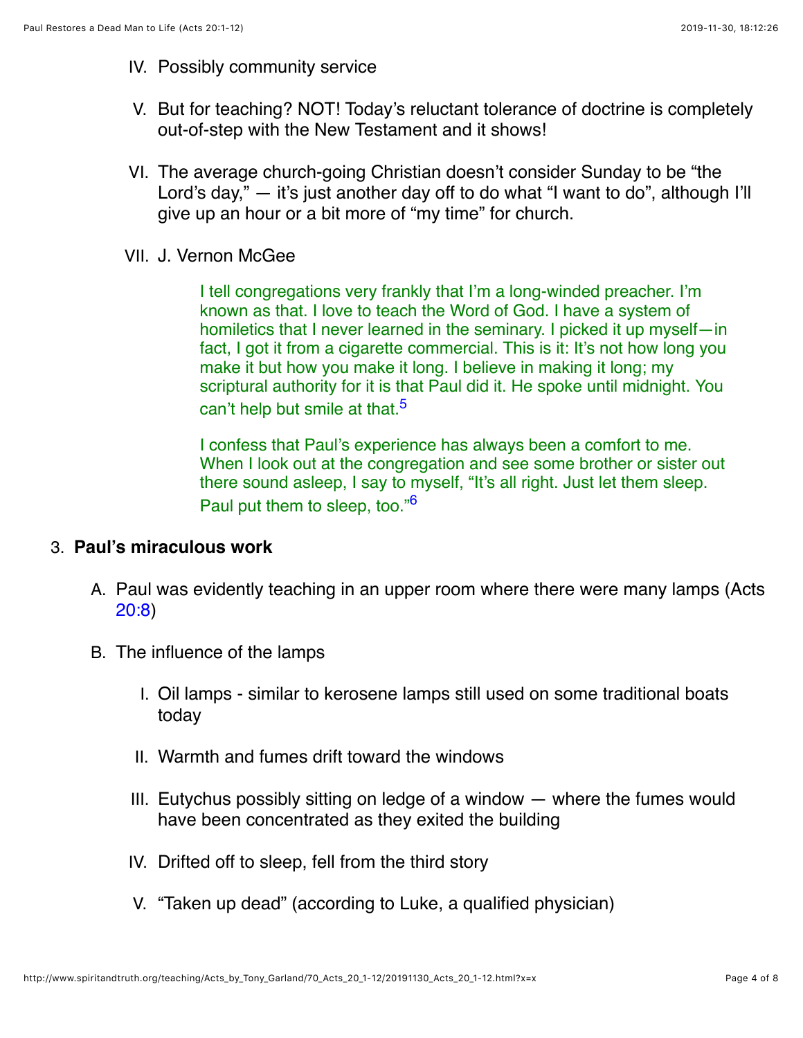IV. Possibly community service

V. But for teaching? NOT! Today's reluctant tolerance of doctrine is completely out-of-step with the New Testament and it shows!

VI. The average church-going Christian doesn't consider Sunday to be "the Lord's day," — it's just another day off to do what "I want to do", although I'll give up an hour or a bit more of "my time" for church.

VII. J. Vernon McGee

> I tell congregations very frankly that I'm a long-winded preacher. I'm known as that. I love to teach the Word of God. I have a system of homiletics that I never learned in the seminary. I picked it up myself—in fact, I got it from a cigarette commercial. This is it: It's not how long you make it but how you make it long. I believe in making it long; my scriptural authority for it is that Paul did it. He spoke until midnight. You can't help but smile at that.[5]
>
> I confess that Paul's experience has always been a comfort to me. When I look out at the congregation and see some brother or sister out there sound asleep, I say to myself, "It's all right. Just let them sleep. Paul put them to sleep, too."[6]

3. **Paul's miraculous work**

   A. Paul was evidently teaching in an upper room where there were many lamps (Acts 20:8)

   B. The influence of the lamps

      I. Oil lamps - similar to kerosene lamps still used on some traditional boats today

      II. Warmth and fumes drift toward the windows

      III. Eutychus possibly sitting on ledge of a window — where the fumes would have been concentrated as they exited the building

      IV. Drifted off to sleep, fell from the third story

      V. "Taken up dead" (according to Luke, a qualified physician)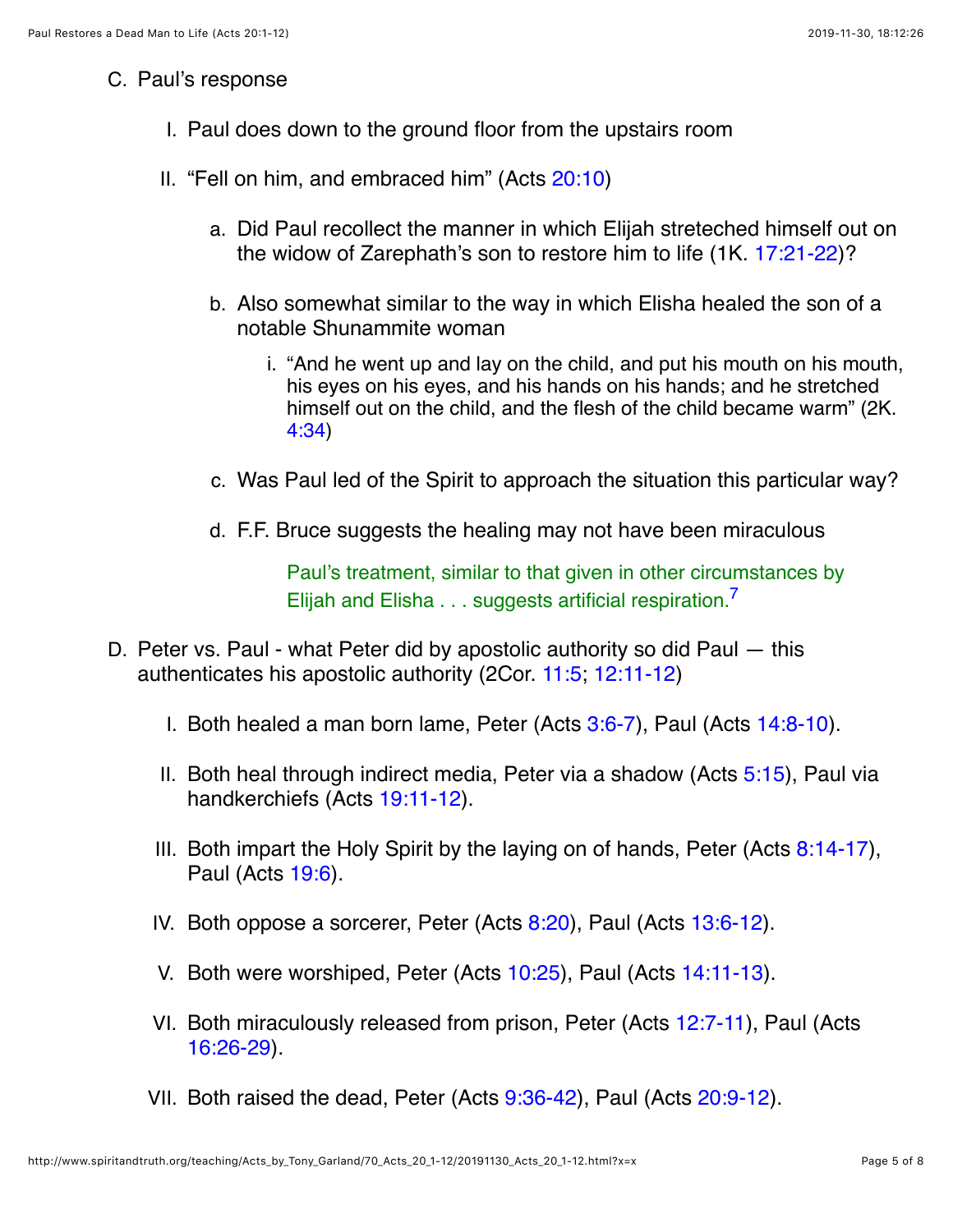C. Paul's response

   I. Paul does down to the ground floor from the upstairs room

   II. "Fell on him, and embraced him" (Acts 20:10)

      a. Did Paul recollect the manner in which Elijah stereteched himself out on the widow of Zarephath's son to restore him to life (1K. 17:21-22)?

      b. Also somewhat similar to the way in which Elisha healed the son of a notable Shunammite woman

         i. "And he went up and lay on the child, and put his mouth on his mouth, his eyes on his eyes, and his hands on his hands; and he stretched himself out on the child, and the flesh of the child became warm" (2K. 4:34)

      c. Was Paul led of the Spirit to approach the situation this particular way?

      d. F.F. Bruce suggests the healing may not have been miraculous

         > Paul's treatment, similar to that given in other circumstances by Elijah and Elisha . . . suggests artificial respiration.[7]

D. Peter vs. Paul - what Peter did by apostolic authority so did Paul — this authenticates his apostolic authority (2Cor. 11:5; 12:11-12)

   I. Both healed a man born lame, Peter (Acts 3:6-7), Paul (Acts 14:8-10).

   II. Both heal through indirect media, Peter via a shadow (Acts 5:15), Paul via handkerchiefs (Acts 19:11-12).

   III. Both impart the Holy Spirit by the laying on of hands, Peter (Acts 8:14-17), Paul (Acts 19:6).

   IV. Both oppose a sorcerer, Peter (Acts 8:20), Paul (Acts 13:6-12).

   V. Both were worshiped, Peter (Acts 10:25), Paul (Acts 14:11-13).

   VI. Both miraculously released from prison, Peter (Acts 12:7-11), Paul (Acts 16:26-29).

   VII. Both raised the dead, Peter (Acts 9:36-42), Paul (Acts 20:9-12).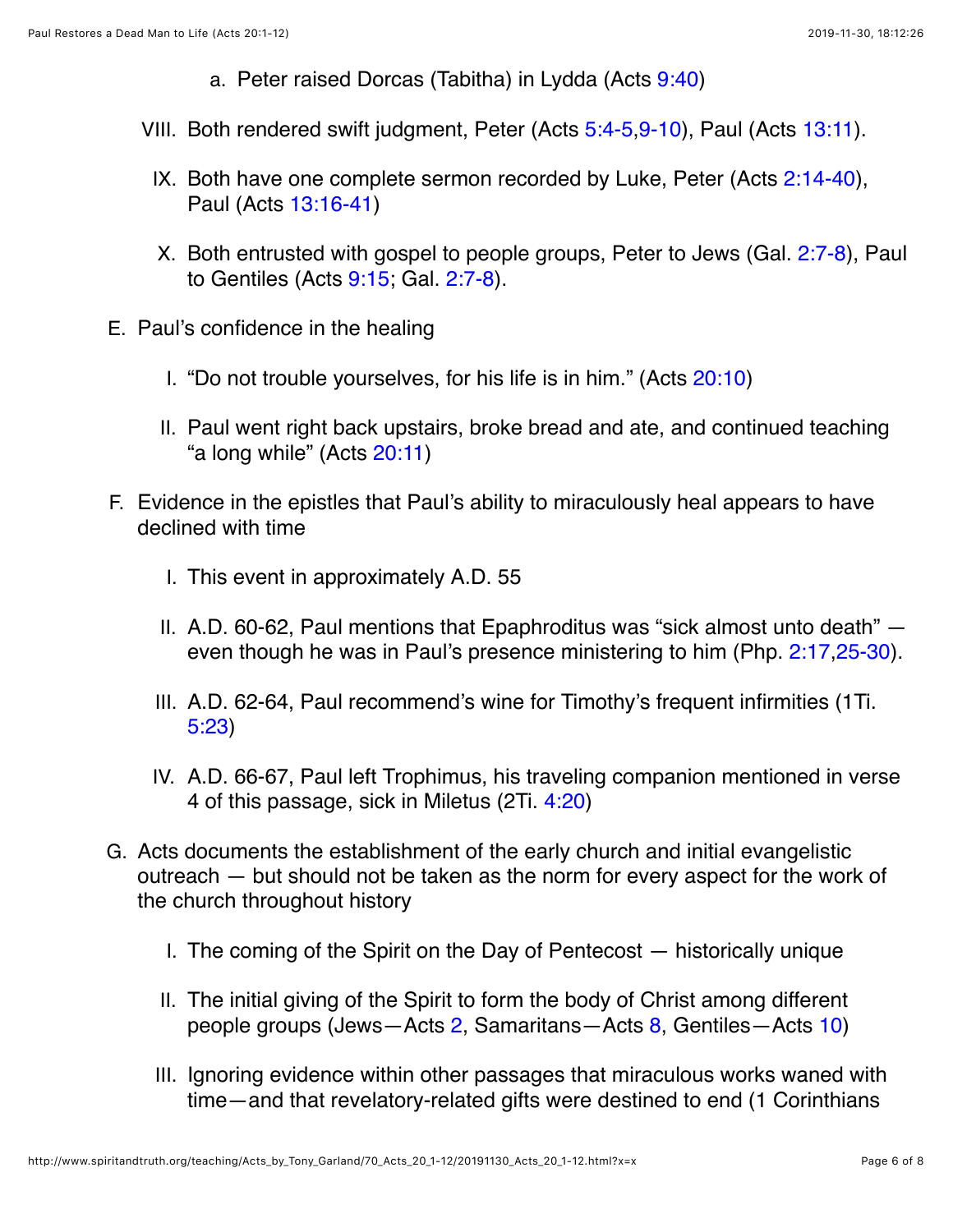a. Peter raised Dorcas (Tabitha) in Lydda (Acts 9:40)

VIII. Both rendered swift judgment, Peter (Acts 5:4-5,9-10), Paul (Acts 13:11).

IX. Both have one complete sermon recorded by Luke, Peter (Acts 2:14-40), Paul (Acts 13:16-41)

X. Both entrusted with gospel to people groups, Peter to Jews (Gal. 2:7-8), Paul to Gentiles (Acts 9:15; Gal. 2:7-8).

E. Paul's confidence in the healing

I. "Do not trouble yourselves, for his life is in him." (Acts 20:10)

II. Paul went right back upstairs, broke bread and ate, and continued teaching "a long while" (Acts 20:11)

F. Evidence in the epistles that Paul's ability to miraculously heal appears to have declined with time

I. This event in approximately A.D. 55

II. A.D. 60-62, Paul mentions that Epaphroditus was "sick almost unto death" — even though he was in Paul's presence ministering to him (Php. 2:17,25-30).

III. A.D. 62-64, Paul recommend's wine for Timothy's frequent infirmities (1Ti. 5:23)

IV. A.D. 66-67, Paul left Trophimus, his traveling companion mentioned in verse 4 of this passage, sick in Miletus (2Ti. 4:20)

G. Acts documents the establishment of the early church and initial evangelistic outreach — but should not be taken as the norm for every aspect for the work of the church throughout history

I. The coming of the Spirit on the Day of Pentecost — historically unique

II. The initial giving of the Spirit to form the body of Christ among different people groups (Jews—Acts 2, Samaritans—Acts 8, Gentiles—Acts 10)

III. Ignoring evidence within other passages that miraculous works waned with time—and that revelatory-related gifts were destined to end (1 Corinthians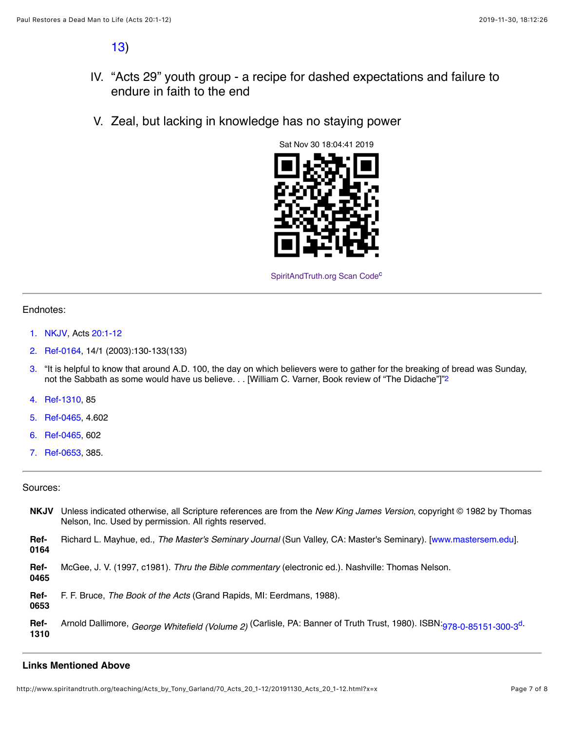13)

IV. “Acts 29” youth group - a recipe for dashed expectations and failure to endure in faith to the end

V. Zeal, but lacking in knowledge has no staying power

Sat Nov 30 18:04:41 2019

SpiritAndTruth.org Scan Code[c]

---

Endnotes:

1. NKJV, Acts 20:1-12
2. Ref-0164, 14/1 (2003):130-133(133)
3. “It is helpful to know that around A.D. 100, the day on which believers were to gather for the breaking of bread was Sunday, not the Sabbath as some would have us believe. . . [William C. Varner, Book review of “The Didache”]”[2]
4. Ref-1310, 85
5. Ref-0465, 4.602
6. Ref-0465, 602
7. Ref-0653, 385.

---

Sources:

**NKJV** Unless indicated otherwise, all Scripture references are from the *New King James Version*, copyright © 1982 by Thomas Nelson, Inc. Used by permission. All rights reserved.

**Ref-0164** Richard L. Mayhue, ed., *The Master's Seminary Journal* (Sun Valley, CA: Master's Seminary). [www.mastersem.edu].

**Ref-0465** McGee, J. V. (1997, c1981). *Thru the Bible commentary* (electronic ed.). Nashville: Thomas Nelson.

**Ref-0653** F. F. Bruce, *The Book of the Acts* (Grand Rapids, MI: Eerdmans, 1988).

**Ref-1310** Arnold Dallimore, *George Whitefield (Volume 2)* (Carlisle, PA: Banner of Truth Trust, 1980). ISBN:978-0-85151-300-3[d].

---

**Links Mentioned Above**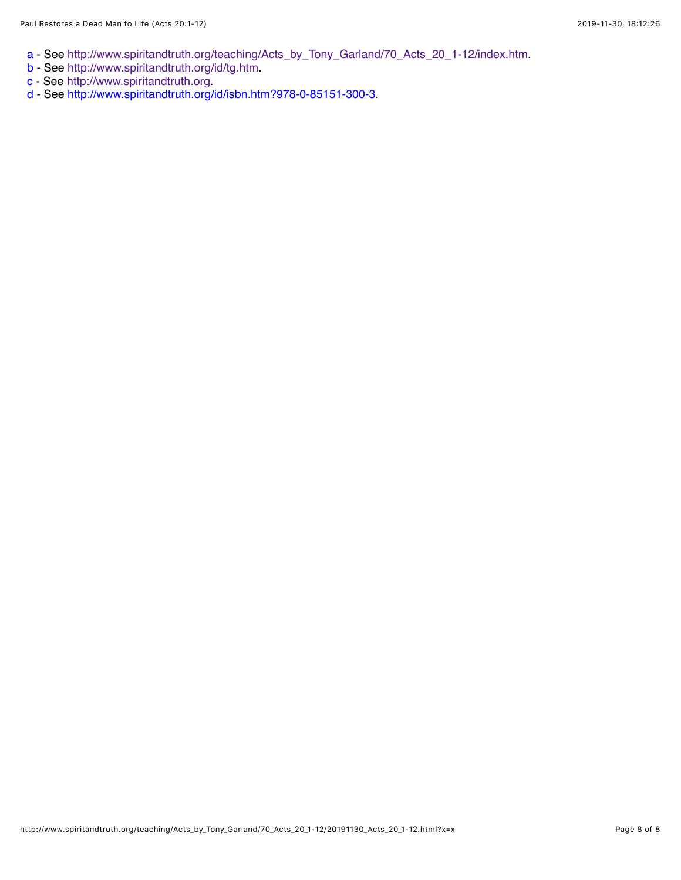- a - See http://www.spiritandtruth.org/teaching/Acts_by_Tony_Garland/70_Acts_20_1-12/index.htm.
- b - See http://www.spiritandtruth.org/id/tg.htm.
- c - See http://www.spiritandtruth.org.
- d - See http://www.spiritandtruth.org/id/isbn.htm?978-0-85151-300-3.